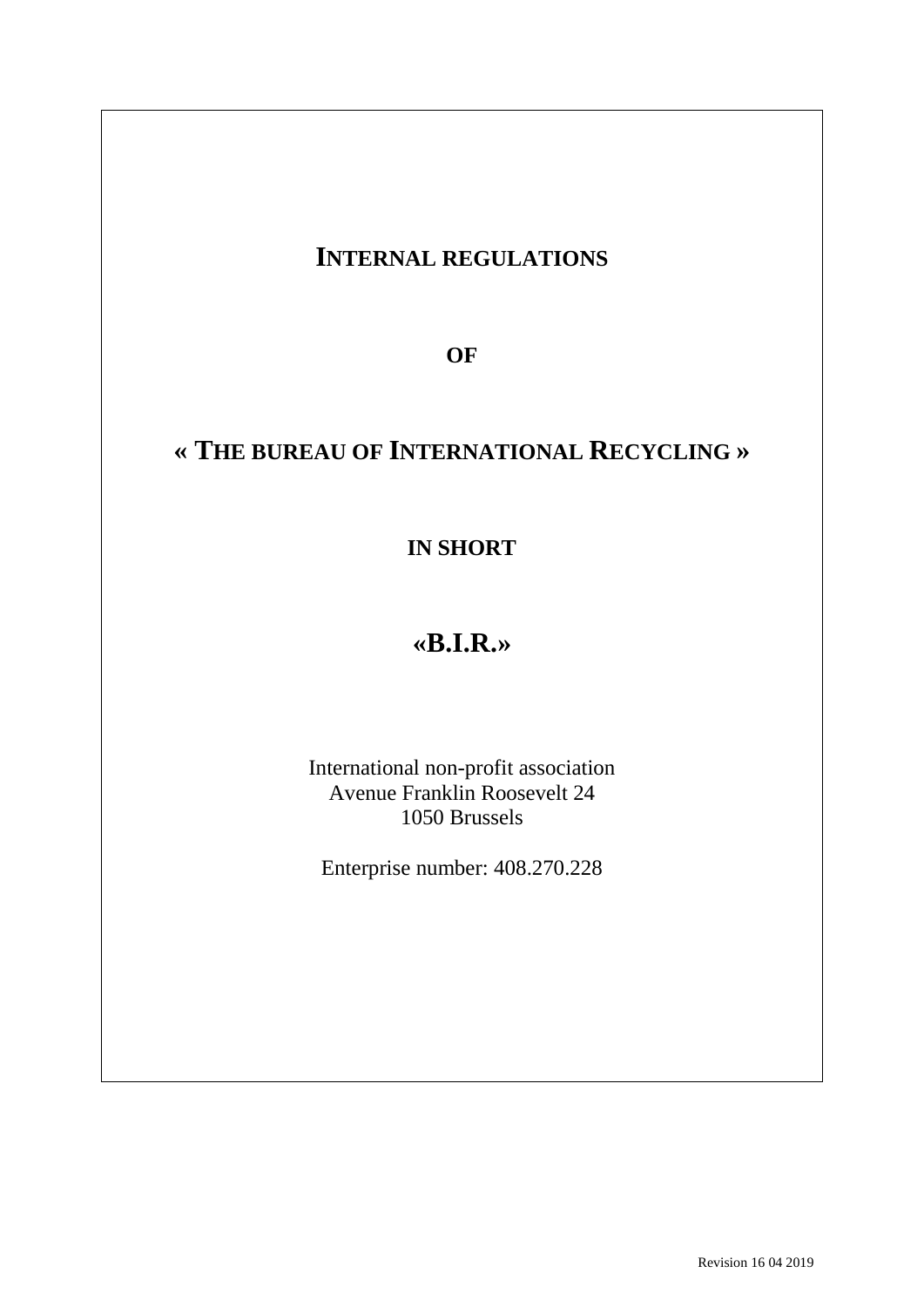# INTERNAL REGULATIONS

**OF**

# « THE BUREAU OF INTERNATIONAL RECYCLING »

**IN SHORT**

# «B.I.R.»

International non-profit association
Avenue Franklin Roosevelt 24
1050 Brussels

Enterprise number: 408.270.228

Revision 16 04 2019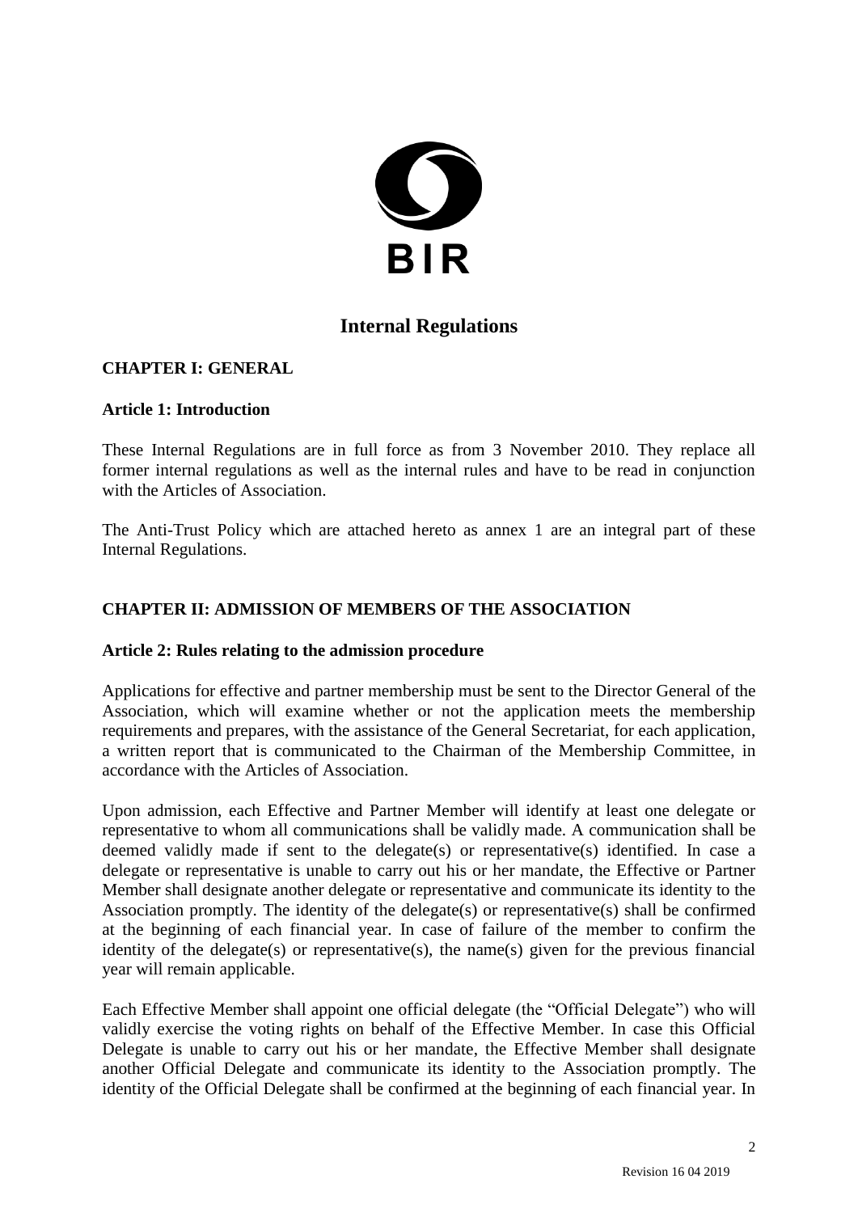# Internal Regulations

## CHAPTER I: GENERAL

### Article 1: Introduction

These Internal Regulations are in full force as from 3 November 2010. They replace all former internal regulations as well as the internal rules and have to be read in conjunction with the Articles of Association.

The Anti-Trust Policy which are attached hereto as annex 1 are an integral part of these Internal Regulations.

## CHAPTER II: ADMISSION OF MEMBERS OF THE ASSOCIATION

### Article 2: Rules relating to the admission procedure

Applications for effective and partner membership must be sent to the Director General of the Association, which will examine whether or not the application meets the membership requirements and prepares, with the assistance of the General Secretariat, for each application, a written report that is communicated to the Chairman of the Membership Committee, in accordance with the Articles of Association.

Upon admission, each Effective and Partner Member will identify at least one delegate or representative to whom all communications shall be validly made. A communication shall be deemed validly made if sent to the delegate(s) or representative(s) identified. In case a delegate or representative is unable to carry out his or her mandate, the Effective or Partner Member shall designate another delegate or representative and communicate its identity to the Association promptly. The identity of the delegate(s) or representative(s) shall be confirmed at the beginning of each financial year. In case of failure of the member to confirm the identity of the delegate(s) or representative(s), the name(s) given for the previous financial year will remain applicable.

Each Effective Member shall appoint one official delegate (the "Official Delegate") who will validly exercise the voting rights on behalf of the Effective Member. In case this Official Delegate is unable to carry out his or her mandate, the Effective Member shall designate another Official Delegate and communicate its identity to the Association promptly. The identity of the Official Delegate shall be confirmed at the beginning of each financial year. In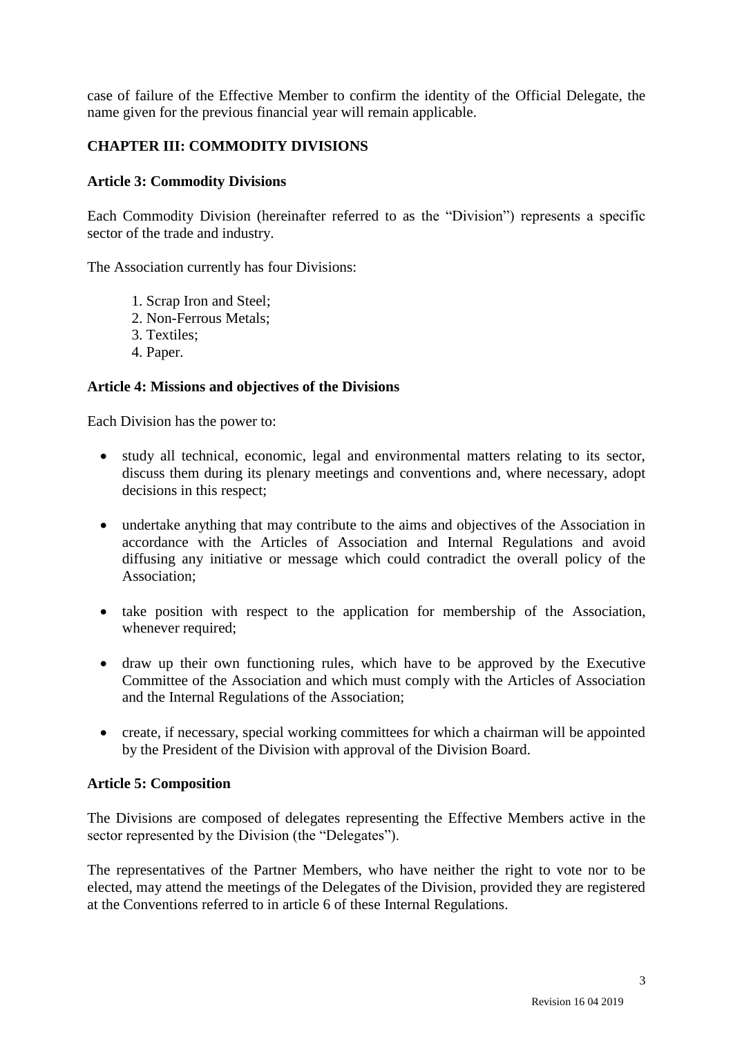case of failure of the Effective Member to confirm the identity of the Official Delegate, the name given for the previous financial year will remain applicable.

## CHAPTER III: COMMODITY DIVISIONS

### Article 3: Commodity Divisions

Each Commodity Division (hereinafter referred to as the "Division") represents a specific sector of the trade and industry.

The Association currently has four Divisions:

1. Scrap Iron and Steel;
2. Non-Ferrous Metals;
3. Textiles;
4. Paper.

### Article 4: Missions and objectives of the Divisions

Each Division has the power to:

- study all technical, economic, legal and environmental matters relating to its sector, discuss them during its plenary meetings and conventions and, where necessary, adopt decisions in this respect;
- undertake anything that may contribute to the aims and objectives of the Association in accordance with the Articles of Association and Internal Regulations and avoid diffusing any initiative or message which could contradict the overall policy of the Association;
- take position with respect to the application for membership of the Association, whenever required;
- draw up their own functioning rules, which have to be approved by the Executive Committee of the Association and which must comply with the Articles of Association and the Internal Regulations of the Association;
- create, if necessary, special working committees for which a chairman will be appointed by the President of the Division with approval of the Division Board.

### Article 5: Composition

The Divisions are composed of delegates representing the Effective Members active in the sector represented by the Division (the "Delegates").

The representatives of the Partner Members, who have neither the right to vote nor to be elected, may attend the meetings of the Delegates of the Division, provided they are registered at the Conventions referred to in article 6 of these Internal Regulations.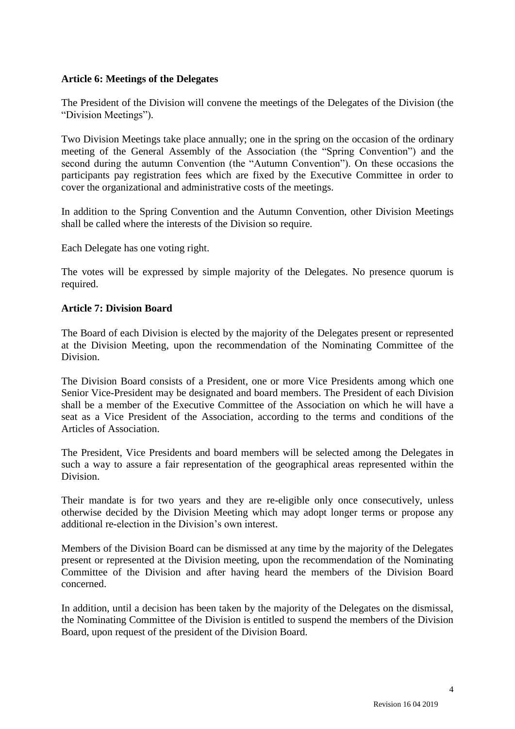**Article 6: Meetings of the Delegates**

The President of the Division will convene the meetings of the Delegates of the Division (the "Division Meetings").

Two Division Meetings take place annually; one in the spring on the occasion of the ordinary meeting of the General Assembly of the Association (the "Spring Convention") and the second during the autumn Convention (the "Autumn Convention"). On these occasions the participants pay registration fees which are fixed by the Executive Committee in order to cover the organizational and administrative costs of the meetings.

In addition to the Spring Convention and the Autumn Convention, other Division Meetings shall be called where the interests of the Division so require.

Each Delegate has one voting right.

The votes will be expressed by simple majority of the Delegates. No presence quorum is required.

**Article 7: Division Board**

The Board of each Division is elected by the majority of the Delegates present or represented at the Division Meeting, upon the recommendation of the Nominating Committee of the Division.

The Division Board consists of a President, one or more Vice Presidents among which one Senior Vice-President may be designated and board members. The President of each Division shall be a member of the Executive Committee of the Association on which he will have a seat as a Vice President of the Association, according to the terms and conditions of the Articles of Association.

The President, Vice Presidents and board members will be selected among the Delegates in such a way to assure a fair representation of the geographical areas represented within the Division.

Their mandate is for two years and they are re-eligible only once consecutively, unless otherwise decided by the Division Meeting which may adopt longer terms or propose any additional re-election in the Division's own interest.

Members of the Division Board can be dismissed at any time by the majority of the Delegates present or represented at the Division meeting, upon the recommendation of the Nominating Committee of the Division and after having heard the members of the Division Board concerned.

In addition, until a decision has been taken by the majority of the Delegates on the dismissal, the Nominating Committee of the Division is entitled to suspend the members of the Division Board, upon request of the president of the Division Board.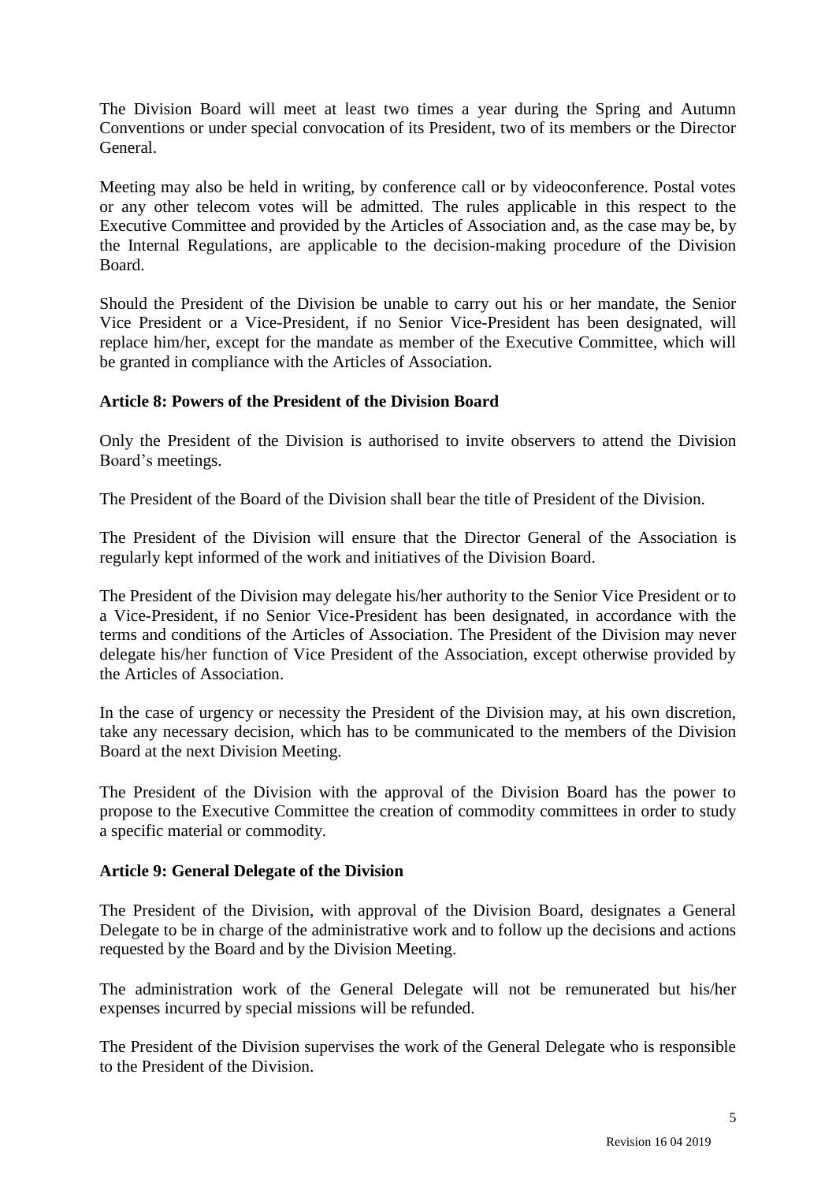The Division Board will meet at least two times a year during the Spring and Autumn Conventions or under special convocation of its President, two of its members or the Director General.

Meeting may also be held in writing, by conference call or by videoconference. Postal votes or any other telecom votes will be admitted. The rules applicable in this respect to the Executive Committee and provided by the Articles of Association and, as the case may be, by the Internal Regulations, are applicable to the decision-making procedure of the Division Board.

Should the President of the Division be unable to carry out his or her mandate, the Senior Vice President or a Vice-President, if no Senior Vice-President has been designated, will replace him/her, except for the mandate as member of the Executive Committee, which will be granted in compliance with the Articles of Association.

**Article 8: Powers of the President of the Division Board**

Only the President of the Division is authorised to invite observers to attend the Division Board's meetings.

The President of the Board of the Division shall bear the title of President of the Division.

The President of the Division will ensure that the Director General of the Association is regularly kept informed of the work and initiatives of the Division Board.

The President of the Division may delegate his/her authority to the Senior Vice President or to a Vice-President, if no Senior Vice-President has been designated, in accordance with the terms and conditions of the Articles of Association. The President of the Division may never delegate his/her function of Vice President of the Association, except otherwise provided by the Articles of Association.

In the case of urgency or necessity the President of the Division may, at his own discretion, take any necessary decision, which has to be communicated to the members of the Division Board at the next Division Meeting.

The President of the Division with the approval of the Division Board has the power to propose to the Executive Committee the creation of commodity committees in order to study a specific material or commodity.

**Article 9: General Delegate of the Division**

The President of the Division, with approval of the Division Board, designates a General Delegate to be in charge of the administrative work and to follow up the decisions and actions requested by the Board and by the Division Meeting.

The administration work of the General Delegate will not be remunerated but his/her expenses incurred by special missions will be refunded.

The President of the Division supervises the work of the General Delegate who is responsible to the President of the Division.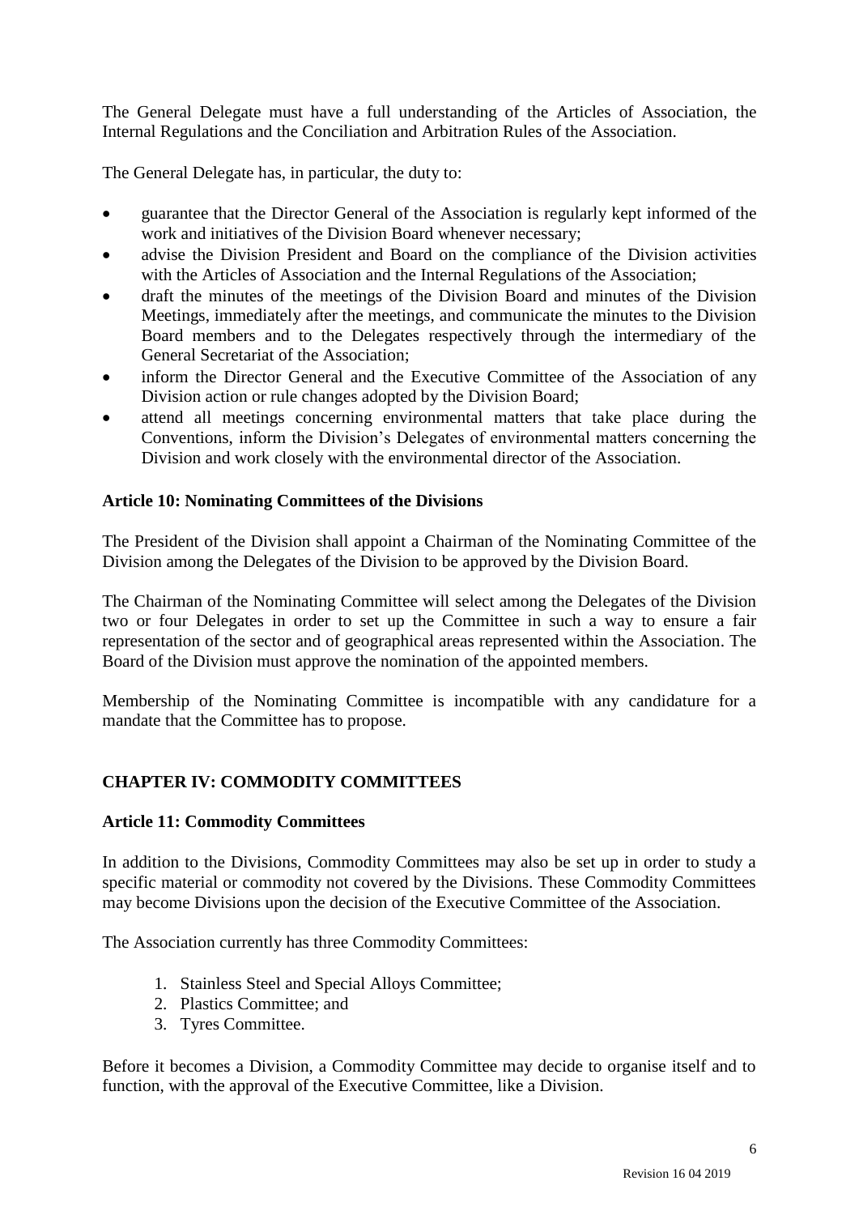The General Delegate must have a full understanding of the Articles of Association, the Internal Regulations and the Conciliation and Arbitration Rules of the Association.

The General Delegate has, in particular, the duty to:

- guarantee that the Director General of the Association is regularly kept informed of the work and initiatives of the Division Board whenever necessary;
- advise the Division President and Board on the compliance of the Division activities with the Articles of Association and the Internal Regulations of the Association;
- draft the minutes of the meetings of the Division Board and minutes of the Division Meetings, immediately after the meetings, and communicate the minutes to the Division Board members and to the Delegates respectively through the intermediary of the General Secretariat of the Association;
- inform the Director General and the Executive Committee of the Association of any Division action or rule changes adopted by the Division Board;
- attend all meetings concerning environmental matters that take place during the Conventions, inform the Division's Delegates of environmental matters concerning the Division and work closely with the environmental director of the Association.

**Article 10: Nominating Committees of the Divisions**

The President of the Division shall appoint a Chairman of the Nominating Committee of the Division among the Delegates of the Division to be approved by the Division Board.

The Chairman of the Nominating Committee will select among the Delegates of the Division two or four Delegates in order to set up the Committee in such a way to ensure a fair representation of the sector and of geographical areas represented within the Association. The Board of the Division must approve the nomination of the appointed members.

Membership of the Nominating Committee is incompatible with any candidature for a mandate that the Committee has to propose.

## CHAPTER IV: COMMODITY COMMITTEES

**Article 11: Commodity Committees**

In addition to the Divisions, Commodity Committees may also be set up in order to study a specific material or commodity not covered by the Divisions. These Commodity Committees may become Divisions upon the decision of the Executive Committee of the Association.

The Association currently has three Commodity Committees:

1. Stainless Steel and Special Alloys Committee;
2. Plastics Committee; and
3. Tyres Committee.

Before it becomes a Division, a Commodity Committee may decide to organise itself and to function, with the approval of the Executive Committee, like a Division.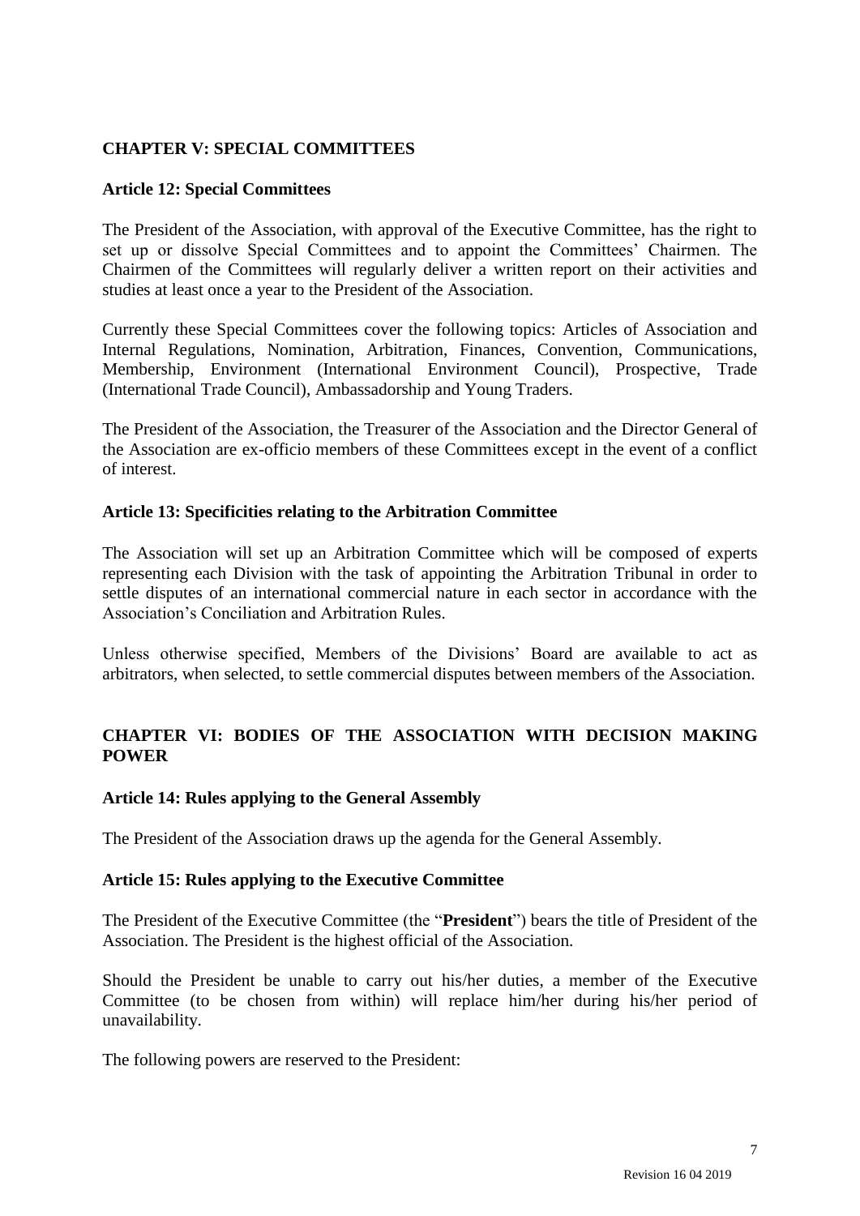## CHAPTER V: SPECIAL COMMITTEES

### Article 12: Special Committees

The President of the Association, with approval of the Executive Committee, has the right to set up or dissolve Special Committees and to appoint the Committees' Chairmen. The Chairmen of the Committees will regularly deliver a written report on their activities and studies at least once a year to the President of the Association.

Currently these Special Committees cover the following topics: Articles of Association and Internal Regulations, Nomination, Arbitration, Finances, Convention, Communications, Membership, Environment (International Environment Council), Prospective, Trade (International Trade Council), Ambassadorship and Young Traders.

The President of the Association, the Treasurer of the Association and the Director General of the Association are ex-officio members of these Committees except in the event of a conflict of interest.

### Article 13: Specificities relating to the Arbitration Committee

The Association will set up an Arbitration Committee which will be composed of experts representing each Division with the task of appointing the Arbitration Tribunal in order to settle disputes of an international commercial nature in each sector in accordance with the Association's Conciliation and Arbitration Rules.

Unless otherwise specified, Members of the Divisions' Board are available to act as arbitrators, when selected, to settle commercial disputes between members of the Association.

## CHAPTER VI: BODIES OF THE ASSOCIATION WITH DECISION MAKING POWER

### Article 14: Rules applying to the General Assembly

The President of the Association draws up the agenda for the General Assembly.

### Article 15: Rules applying to the Executive Committee

The President of the Executive Committee (the "**President**") bears the title of President of the Association. The President is the highest official of the Association.

Should the President be unable to carry out his/her duties, a member of the Executive Committee (to be chosen from within) will replace him/her during his/her period of unavailability.

The following powers are reserved to the President: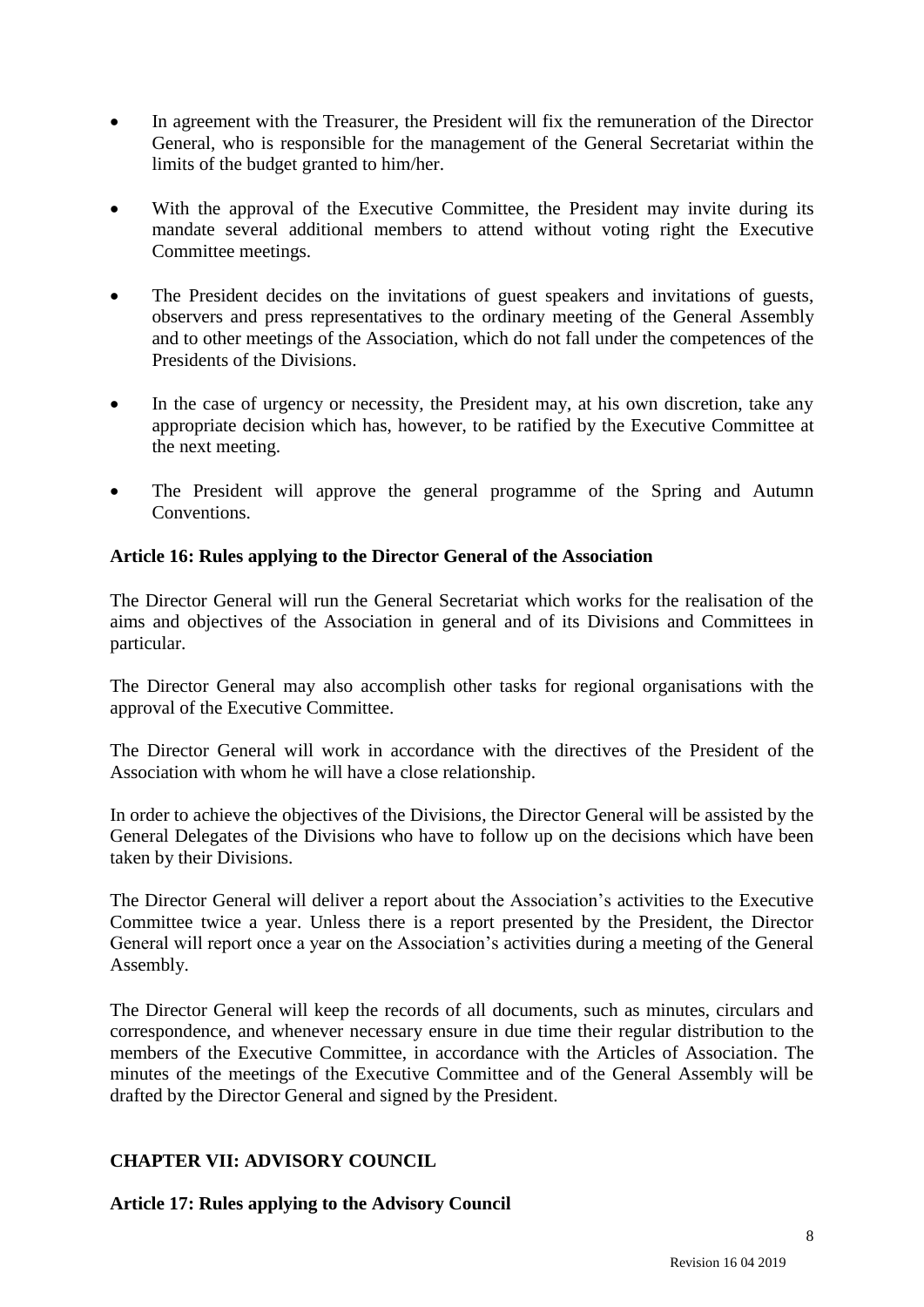- In agreement with the Treasurer, the President will fix the remuneration of the Director General, who is responsible for the management of the General Secretariat within the limits of the budget granted to him/her.

- With the approval of the Executive Committee, the President may invite during its mandate several additional members to attend without voting right the Executive Committee meetings.

- The President decides on the invitations of guest speakers and invitations of guests, observers and press representatives to the ordinary meeting of the General Assembly and to other meetings of the Association, which do not fall under the competences of the Presidents of the Divisions.

- In the case of urgency or necessity, the President may, at his own discretion, take any appropriate decision which has, however, to be ratified by the Executive Committee at the next meeting.

- The President will approve the general programme of the Spring and Autumn Conventions.

**Article 16: Rules applying to the Director General of the Association**

The Director General will run the General Secretariat which works for the realisation of the aims and objectives of the Association in general and of its Divisions and Committees in particular.

The Director General may also accomplish other tasks for regional organisations with the approval of the Executive Committee.

The Director General will work in accordance with the directives of the President of the Association with whom he will have a close relationship.

In order to achieve the objectives of the Divisions, the Director General will be assisted by the General Delegates of the Divisions who have to follow up on the decisions which have been taken by their Divisions.

The Director General will deliver a report about the Association's activities to the Executive Committee twice a year. Unless there is a report presented by the President, the Director General will report once a year on the Association's activities during a meeting of the General Assembly.

The Director General will keep the records of all documents, such as minutes, circulars and correspondence, and whenever necessary ensure in due time their regular distribution to the members of the Executive Committee, in accordance with the Articles of Association. The minutes of the meetings of the Executive Committee and of the General Assembly will be drafted by the Director General and signed by the President.

## CHAPTER VII: ADVISORY COUNCIL

**Article 17: Rules applying to the Advisory Council**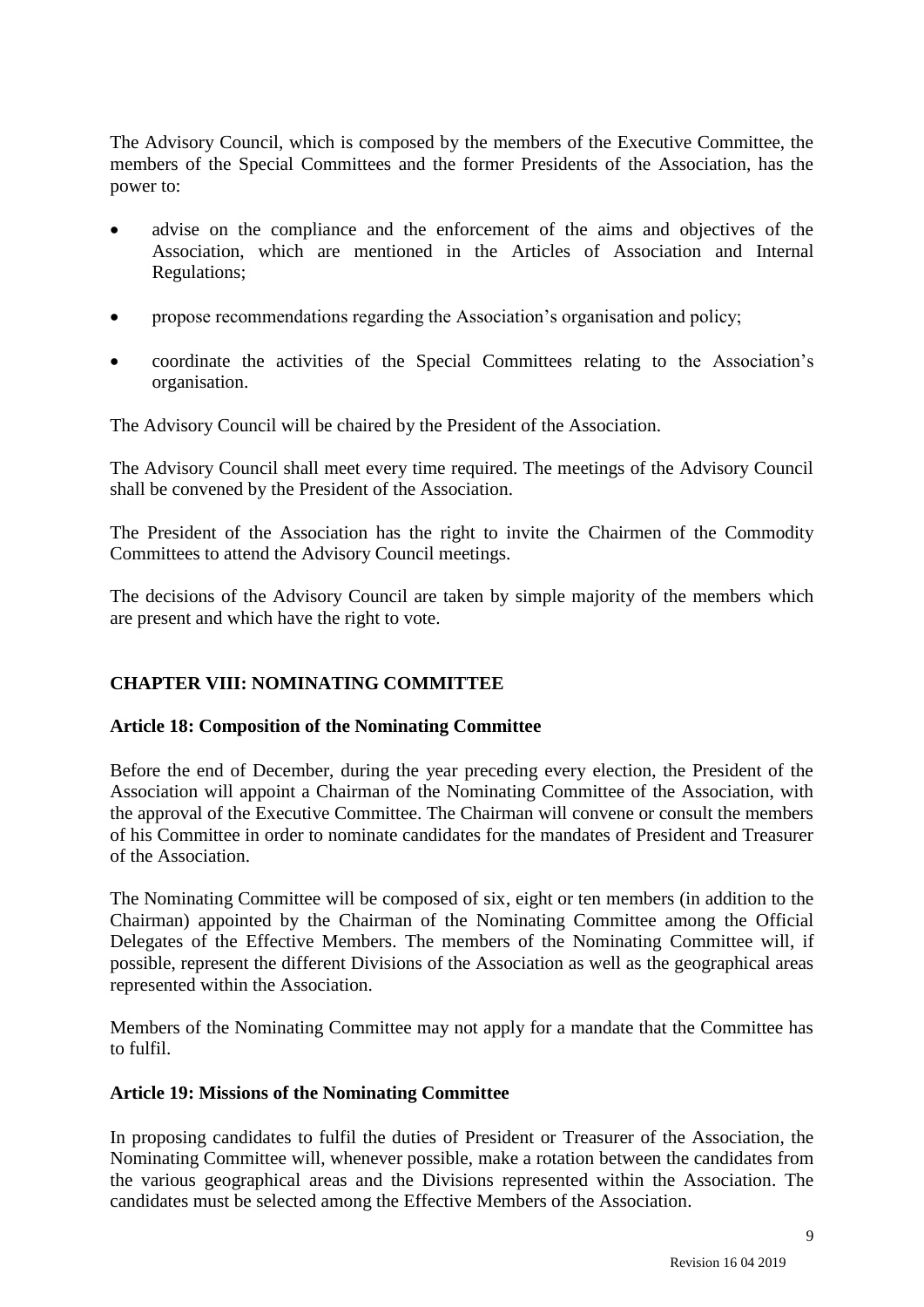The Advisory Council, which is composed by the members of the Executive Committee, the members of the Special Committees and the former Presidents of the Association, has the power to:

- advise on the compliance and the enforcement of the aims and objectives of the Association, which are mentioned in the Articles of Association and Internal Regulations;
- propose recommendations regarding the Association's organisation and policy;
- coordinate the activities of the Special Committees relating to the Association's organisation.

The Advisory Council will be chaired by the President of the Association.

The Advisory Council shall meet every time required. The meetings of the Advisory Council shall be convened by the President of the Association.

The President of the Association has the right to invite the Chairmen of the Commodity Committees to attend the Advisory Council meetings.

The decisions of the Advisory Council are taken by simple majority of the members which are present and which have the right to vote.

## CHAPTER VIII: NOMINATING COMMITTEE

### Article 18: Composition of the Nominating Committee

Before the end of December, during the year preceding every election, the President of the Association will appoint a Chairman of the Nominating Committee of the Association, with the approval of the Executive Committee. The Chairman will convene or consult the members of his Committee in order to nominate candidates for the mandates of President and Treasurer of the Association.

The Nominating Committee will be composed of six, eight or ten members (in addition to the Chairman) appointed by the Chairman of the Nominating Committee among the Official Delegates of the Effective Members. The members of the Nominating Committee will, if possible, represent the different Divisions of the Association as well as the geographical areas represented within the Association.

Members of the Nominating Committee may not apply for a mandate that the Committee has to fulfil.

### Article 19: Missions of the Nominating Committee

In proposing candidates to fulfil the duties of President or Treasurer of the Association, the Nominating Committee will, whenever possible, make a rotation between the candidates from the various geographical areas and the Divisions represented within the Association. The candidates must be selected among the Effective Members of the Association.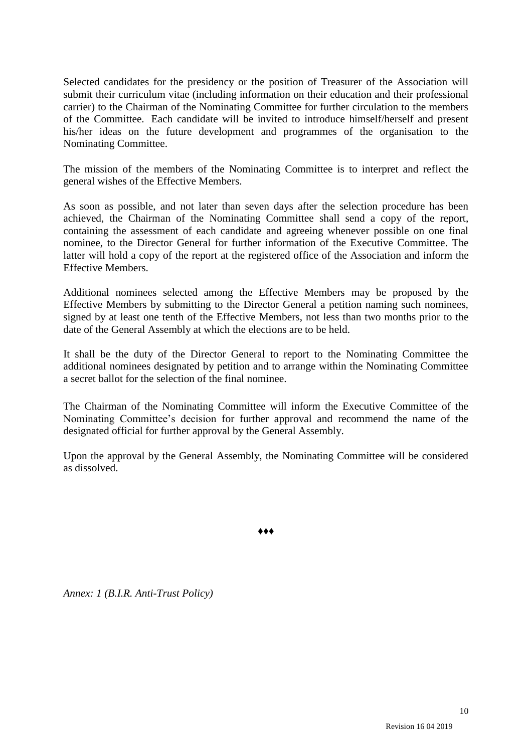Selected candidates for the presidency or the position of Treasurer of the Association will submit their curriculum vitae (including information on their education and their professional carrier) to the Chairman of the Nominating Committee for further circulation to the members of the Committee. Each candidate will be invited to introduce himself/herself and present his/her ideas on the future development and programmes of the organisation to the Nominating Committee.

The mission of the members of the Nominating Committee is to interpret and reflect the general wishes of the Effective Members.

As soon as possible, and not later than seven days after the selection procedure has been achieved, the Chairman of the Nominating Committee shall send a copy of the report, containing the assessment of each candidate and agreeing whenever possible on one final nominee, to the Director General for further information of the Executive Committee. The latter will hold a copy of the report at the registered office of the Association and inform the Effective Members.

Additional nominees selected among the Effective Members may be proposed by the Effective Members by submitting to the Director General a petition naming such nominees, signed by at least one tenth of the Effective Members, not less than two months prior to the date of the General Assembly at which the elections are to be held.

It shall be the duty of the Director General to report to the Nominating Committee the additional nominees designated by petition and to arrange within the Nominating Committee a secret ballot for the selection of the final nominee.

The Chairman of the Nominating Committee will inform the Executive Committee of the Nominating Committee's decision for further approval and recommend the name of the designated official for further approval by the General Assembly.

Upon the approval by the General Assembly, the Nominating Committee will be considered as dissolved.

♦♦♦

*Annex: 1 (B.I.R. Anti-Trust Policy)*

Revision 16 04 2019